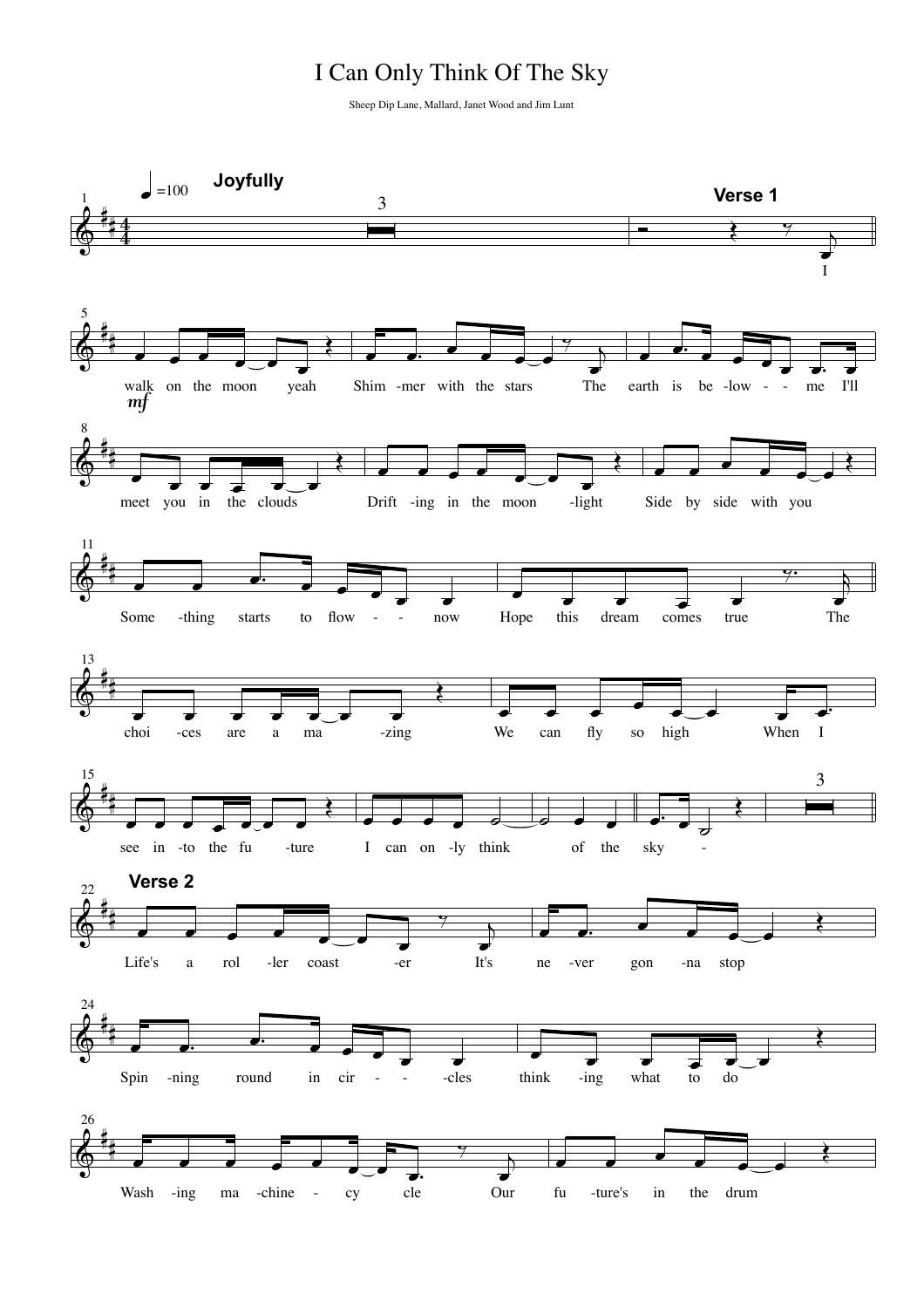# I Can Only Think Of The Sky

Sheep Dip Lane, Mallard, Janet Wood and Jim Lunt

♩=100 **Joyfully**

**Verse 1**

I walk on the moon yeah Shim -mer with the stars The earth is be -low - - me I'll meet you in the clouds Drift -ing in the moon -light Side by side with you Some -thing starts to flow - - now Hope this dream comes true The choi -ces are a ma -zing We can fly so high When I see in -to the fu -ture I can on -ly think of the sky -

**Verse 2**

Life's a rol -ler coast -er It's ne -ver gon -na stop Spin -ning round in cir - - -cles think -ing what to do Wash -ing ma -chine - cy cle Our fu -ture's in the drum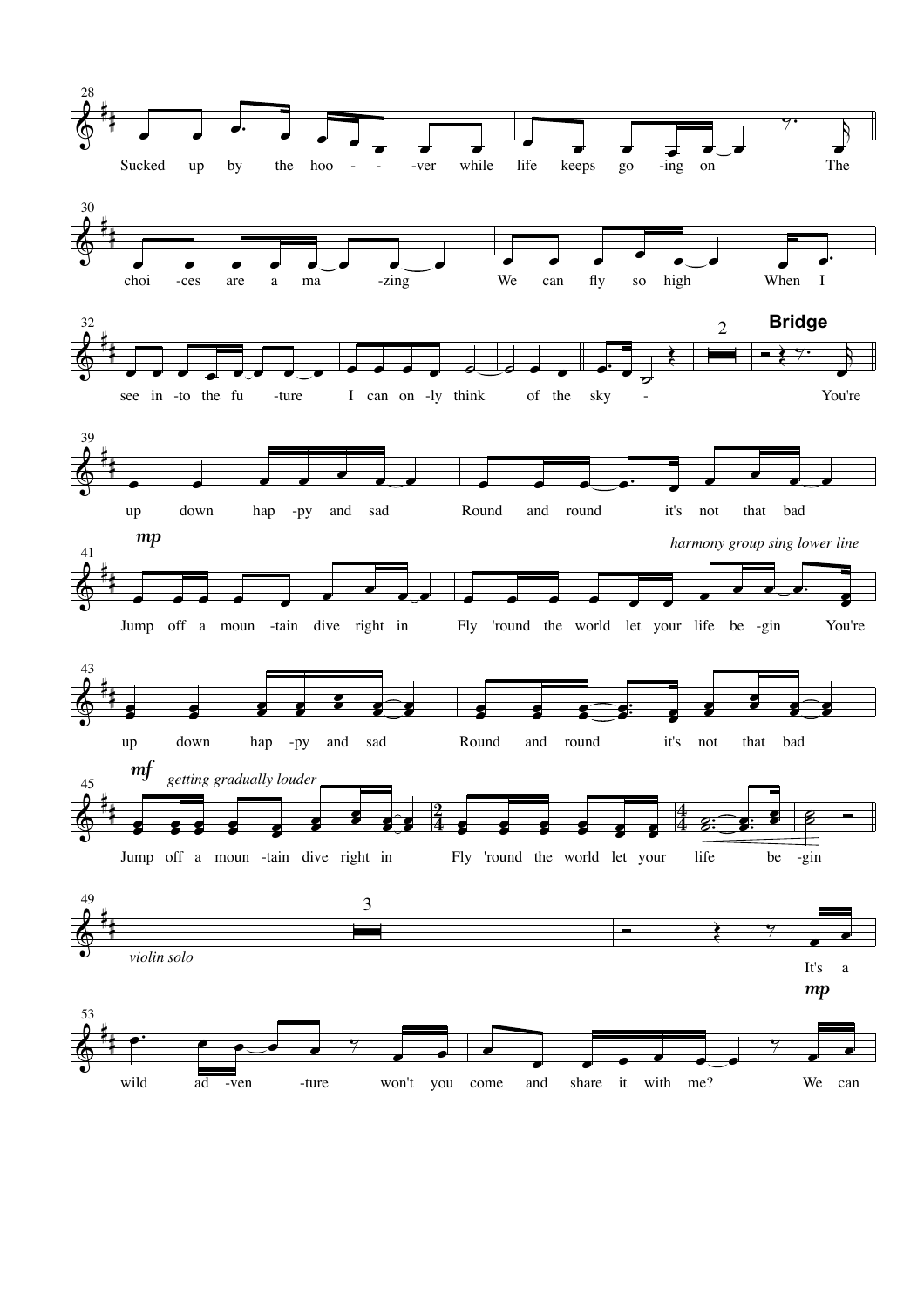28
Sucked up by the hoo - - -ver while life keeps go -ing on The

30
choi -ces are a ma -zing We can fly so high When I

32
see in -to the fu -ture I can on -ly think of the sky -

2

**Bridge**

You're

39
up down hap -py and sad Round and round it's not that bad

41
*mp*

*harmony group sing lower line*

Jump off a moun -tain dive right in Fly 'round the world let your life be -gin You're

43
up down hap -py and sad Round and round it's not that bad

45
*mf* *getting gradually louder*

Jump off a moun -tain dive right in Fly 'round the world let your life be -gin

49
3

*violin solo*

It's a

*mp*

53
wild ad -ven -ture won't you come and share it with me? We can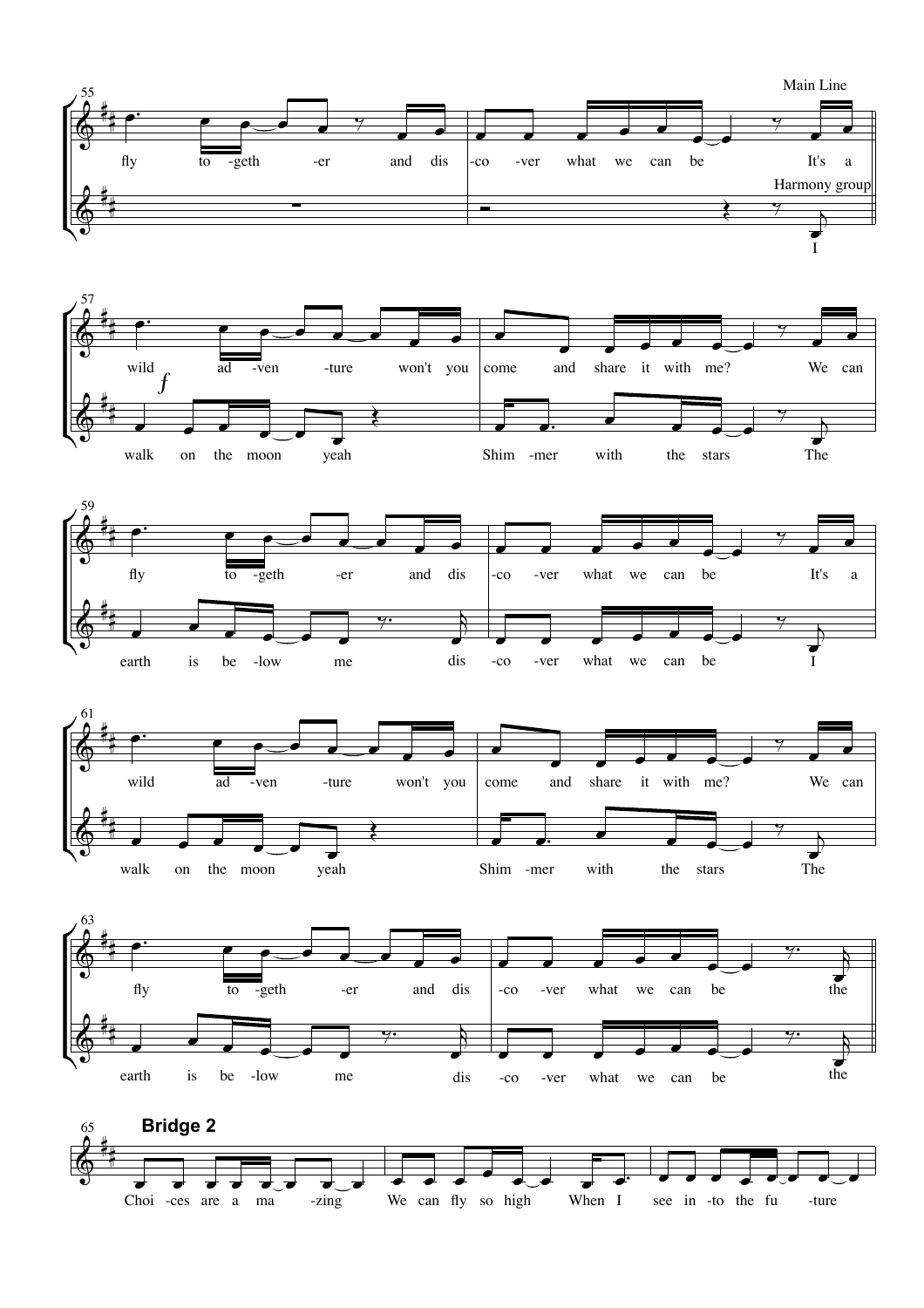Main Line

Harmony group

**55**

fly to -geth -er and dis -co -ver what we can be It's a

I

**57**

wild ad -ven -ture won't you come and share it with me? We can

walk on the moon yeah Shim -mer with the stars The

**59**

fly to -geth -er and dis -co -ver what we can be It's a

earth is be -low me dis -co -ver what we can be I

**61**

wild ad -ven -ture won't you come and share it with me? We can

walk on the moon yeah Shim -mer with the stars The

**63**

fly to -geth -er and dis -co -ver what we can be the

earth is be -low me dis -co -ver what we can be the

**65**

## Bridge 2

Choi -ces are a ma -zing We can fly so high When I see in -to the fu -ture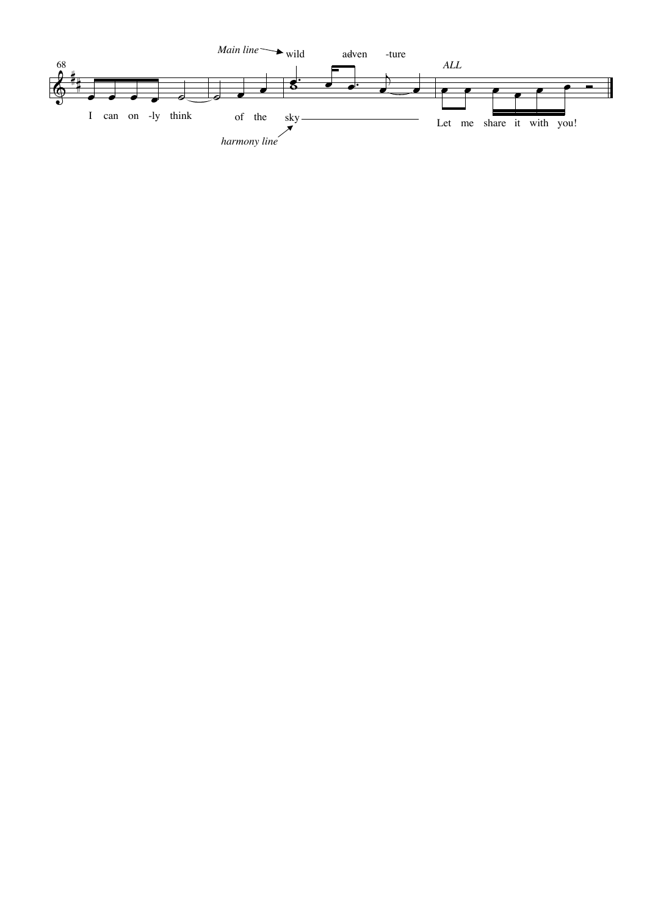68

*Main line* → wild adven -ture

*ALL*

I can on -ly think of the sky

*harmony line*

Let me share it with you!